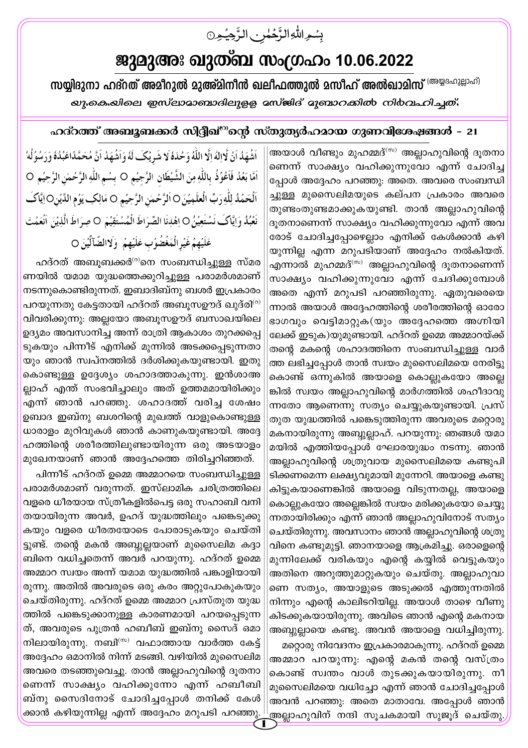بِسۡمِ اللّٰہِ الرَّحۡمٰنِ الرَّحِیۡمِ

# ജുമുഅഃ ഖുത്ബ സംഗ്രഹം 10.06.2022

## സയ്യിദുനാ ഹദ്റത് അമീറുൽ മുഅ്മിനീൻ ഖലീഫത്തുൽ മസീഹ് അൽഖാമിസ് (അയ്യദഹുല്ലാഹ്)

*യു.കെ.യിലെ ഇസ്‌ലാമാബാദിലുളള മസ്ജിദ് മുബാറക്കിൽ നിർവഹിച്ചത്.*

### ഹദ്റത്ത് അബൂബക്കർ സിദ്ദീഖ്(റ)ന്റെ സ്തുത്യർഹമായ ഗുണവിശേഷങ്ങൾ - 21

اَشۡهَدُ اَنۡ لَّاۤ اِلٰهَ اِلَّا اللّٰهُ وَحۡدَهٗ لَا شَرِيۡکَ لَهٗ وَاَشۡهَدُ اَنَّ مُحَمَّدًا عَبۡدُهٗ وَرَسُوۡلُهٗ ○ اَمَّا بَعۡدُ فَاَعُوۡذُ بِاللّٰهِ مِنَ الشَّيۡطٰنِ الرَّجِيۡمِ ○ بِسۡمِ اللّٰهِ الرَّحۡمٰنِ الرَّحِيۡمِ ○ اَلۡحَمۡدُ لِلّٰهِ رَبِّ الۡعٰلَمِيۡنَ ○ اَلرَّحۡمٰنِ الرَّحِيۡمِ ○ مٰلِكِ يَوۡمِ الدِّيۡنِ ○ اِيَّاکَ نَعۡبُدُ وَاِيَّاکَ نَسۡتَعِيۡنُ ○ اِهۡدِنَا الصِّرَاطَ الۡمُسۡتَقِيۡمَ ○ صِرَاطَ الَّذِيۡنَ اَنۡعَمۡتَ عَلَيۡهِمۡ غَيۡرِ الۡمَغۡضُوۡبِ عَلَيۡهِمۡ وَلَا الضَّآلِّيۡنَ ○

ഹദ്റത് അബൂബക്കർ(റ)നെ സംബന്ധിച്ചുള്ള സ്മരണയിൽ യമാമ യുദ്ധത്തെക്കുറിച്ചുള്ള പരാമർശമാണ് നടന്നുകൊണ്ടിരുന്നത്. ഇബാദിബ്നു ബശർ ഇപ്രകാരം പറയുന്നതു കേട്ടതായി ഹദ്റത് അബൂസഈദ് ഖുദ്‌രി(റ) വിവരിക്കുന്നു: അല്ലയോ അബൂസഈദ് ബസാഖയിലെ ഉദ്യമം അവസാനിച്ച അന്ന് രാത്രി ആകാശം തുറക്കപ്പെടുകയും പിന്നീട് എനിക്ക് മുന്നിൽ അടക്കപ്പെടുന്നതായും ഞാൻ സ്വപ്നത്തിൽ ദർശിക്കുകയുണ്ടായി. ഇതു കൊണ്ടുള്ള ഉദ്ദേശ്യം ശഹാദത്താകുന്നു. ഇൻശാഅല്ലാഹ് എന്ത് സംഭവിച്ചാലും അത് ഉത്തമമായിരിക്കും എന്ന് ഞാൻ പറഞ്ഞു. ശഹാദത്ത് വരിച്ച ശേഷം ഉബാദ ഇബ്നു ബശറിന്റെ മുഖത്ത് വാളുകൊണ്ടുള്ള ധാരാളം മുറിവുകൾ ഞാൻ കാണുകയുണ്ടായി. അദ്ദേഹത്തിന്റെ ശരീരത്തിലുണ്ടായിരുന്ന ഒരു അടയാളം മുഖേനയാണ് ഞാൻ അദ്ദേഹത്തെ തിരിച്ചറിഞ്ഞത്.

പിന്നീട് ഹദ്റത് ഉമ്മെ അമ്മാറയെ സംബന്ധിച്ചുള്ള പരാമർശമാണ് വരുന്നത്. ഇസ്‌ലാമിക ചരിത്രത്തിലെ വളരെ ധീരയായ സ്ത്രീകളിൽപ്പെട്ട ഒരു സഹാബി വനിതയായിരുന്ന അവർ, ഉഹദ് യുദ്ധത്തിലും പങ്കെടുക്കുകയും വളരെ ധീരതയോടെ പോരാടുകയും ചെയ്തിട്ടുണ്ട്. തന്റെ മകൻ അബ്ദുല്ലയാണ് മുസൈലിമ കദ്ദാബിനെ വധിച്ചതെന്ന് അവർ പറയുന്നു. ഹദ്റത് ഉമ്മെ അമ്മാറ സ്വയം അന്ന് യമാമ യുദ്ധത്തിൽ പങ്കാളിയായിരുന്നു. അതിൽ അവരുടെ ഒരു കരം അറ്റുപോകുകയും ചെയ്തിരുന്നു. ഹദ്റത് ഉമ്മെ അമ്മാറ പ്രസ്തുത യുദ്ധത്തിൽ പങ്കെടുക്കാനുള്ള കാരണമായി പറയപ്പെടുന്നത്, അവരുടെ പുത്രൻ ഹബീബ് ഇബ്നു സൈദ് ഒമാനിലായിരുന്നു. നബി(സ) വഫാത്തായ വാർത്ത കേട്ട് അദ്ദേഹം ഒമാനിൽ നിന്ന് മടങ്ങി. വഴിയിൽ മുസൈലിമ അവരെ തടഞ്ഞുവെച്ചു. താൻ അല്ലാഹുവിന്റെ ദൂതനാണെന്ന് സാക്ഷ്യം വഹിക്കുന്നോ എന്ന് ഹബീബിബ്നു സൈദിനോട് ചോദിച്ചപ്പോൾ തനിക്ക് കേൾക്കാൻ കഴിയുന്നില്ല എന്ന് അദ്ദേഹം മറുപടി പറഞ്ഞു. അയാൾ വീണ്ടും മുഹമ്മദ്(സ) അല്ലാഹുവിന്റെ ദൂതനാണെന്ന് സാക്ഷ്യം വഹിക്കുന്നുവോ എന്ന് ചോദിച്ചപ്പോൾ അദ്ദേഹം പറഞ്ഞു: അതെ. അവരെ സംബന്ധിച്ചുള്ള മുസൈലിമയുടെ കല്പന പ്രകാരം അവരെ തുണ്ടംതുണ്ടമാക്കുകയുണ്ടി. താൻ അല്ലാഹുവിന്റെ ദൂതനാണെന്ന് സാക്ഷ്യം വഹിക്കുന്നുവോ എന്ന് അവരോട് ചോദിച്ചപ്പോഴെല്ലാം എനിക്ക് കേൾക്കാൻ കഴിയുന്നില്ല എന്ന മറുപടിയാണ് അദ്ദേഹം നൽകിയത്. എന്നാൽ മുഹമ്മദ്(സ) അല്ലാഹുവിന്റെ ദൂതനാണെന്ന് സാക്ഷ്യം വഹിക്കുന്നുവോ എന്ന് ചേദിക്കുമ്പോൾ അതെ എന്ന് മറുപടി പറഞ്ഞിരുന്നു. ഏതുവരെയെന്നാൽ അയാൾ അദ്ദേഹത്തിന്റെ ശരീരത്തിന്റെ ഓരോ ഭാഗവും വെട്ടിമാറ്റുക(യും അദ്ദേഹത്തെ അഗ്നിയിലേക്ക് ഇടുക)യുമുണ്ടായി. ഹദ്റത് ഉമ്മെ അമ്മാറയ്ക്ക് തന്റെ മകന്റെ ശഹാദത്തിനെ സംബന്ധിച്ചുള്ള വാർത്ത ലഭിച്ചപ്പോൾ താൻ സ്വയം മുസൈലിമയെ നേരിട്ടുകൊണ്ട് ഒന്നുകിൽ അയാളെ കൊല്ലുകയോ അല്ലെങ്കിൽ സ്വയം അല്ലാഹുവിന്റെ മാർഗത്തിൽ ശഹീദാവുന്നതോ ആണെന്നു സത്യം ചെയ്യുകയുണ്ടായി. പ്രസ്തുത യുദ്ധത്തിൽ പങ്കെടുത്തിരുന്ന അവരുടെ മറ്റൊരു മകനായിരുന്നു അബ്ദുല്ലാഹ്. പറയുന്നു: ഞങ്ങൾ യമാമയിൽ എത്തിയപ്പോൾ ഘോരയുദ്ധം നടന്നു. ഞാൻ അല്ലാഹുവിന്റെ ശത്രുവായ മുസൈലിമയെ കണ്ടുപിടിക്കണമെന്ന ലക്ഷ്യവുമായി മുന്നേറി. അയാളെ കണ്ടു കിട്ടുകയാണെങ്കിൽ അയാളെ വിടുന്നതല്ല, അയാളെ കൊല്ലുകയോ അല്ലെങ്കിൽ സ്വയം മരിക്കുകയോ ചെയ്യുന്നതായിരിക്കും എന്ന് ഞാൻ അല്ലാഹുവിനോട് സത്യം ചെയ്തിരുന്നു. അവസാനം ഞാൻ അല്ലാഹുവിന്റെ ശത്രുവിനെ കണ്ടുമുട്ടി. ഞാനയാളെ ആക്രമിച്ചു. ഒരാളെന്റെ മുന്നിലേക്ക് വരികയും എന്റെ കയ്യിൽ വെട്ടുകയും അതിനെ അറുത്തുമാറ്റുകയും ചെയ്തു. അല്ലാഹുവാണെ സത്യം, അയാളുടെ അടുക്കൽ എത്തുന്നതിൽ നിന്നും എന്റെ കാലിടറിയില്ല. അയാൾ താഴെ വീണു കിടക്കുകയായിരുന്നു. അവിടെ ഞാൻ എന്റെ മകനായ അബ്ദുല്ലായെ കണ്ടു. അവൻ അയാളെ വധിച്ചിരുന്നു.

മറ്റൊരു നിവേദനം ഇപ്രകാരമാകുന്നു. ഹദ്റത് ഉമ്മെ അമ്മാറ പറയുന്നു: എന്റെ മകൻ തന്റെ വസ്ത്രം കൊണ്ട് സ്വന്തം വാൾ തുടക്കുകയായിരുന്നു. നീ മുസൈലിമയെ വധിച്ചോ എന്ന് ഞാൻ ചോദിച്ചപ്പോൾ അവൻ പറഞ്ഞു: അതെ മാതാവേ. അപ്പോൾ ഞാൻ അല്ലാഹുവിന് നന്ദി സൂചകമായി സുജൂദ് ചെയ്തു.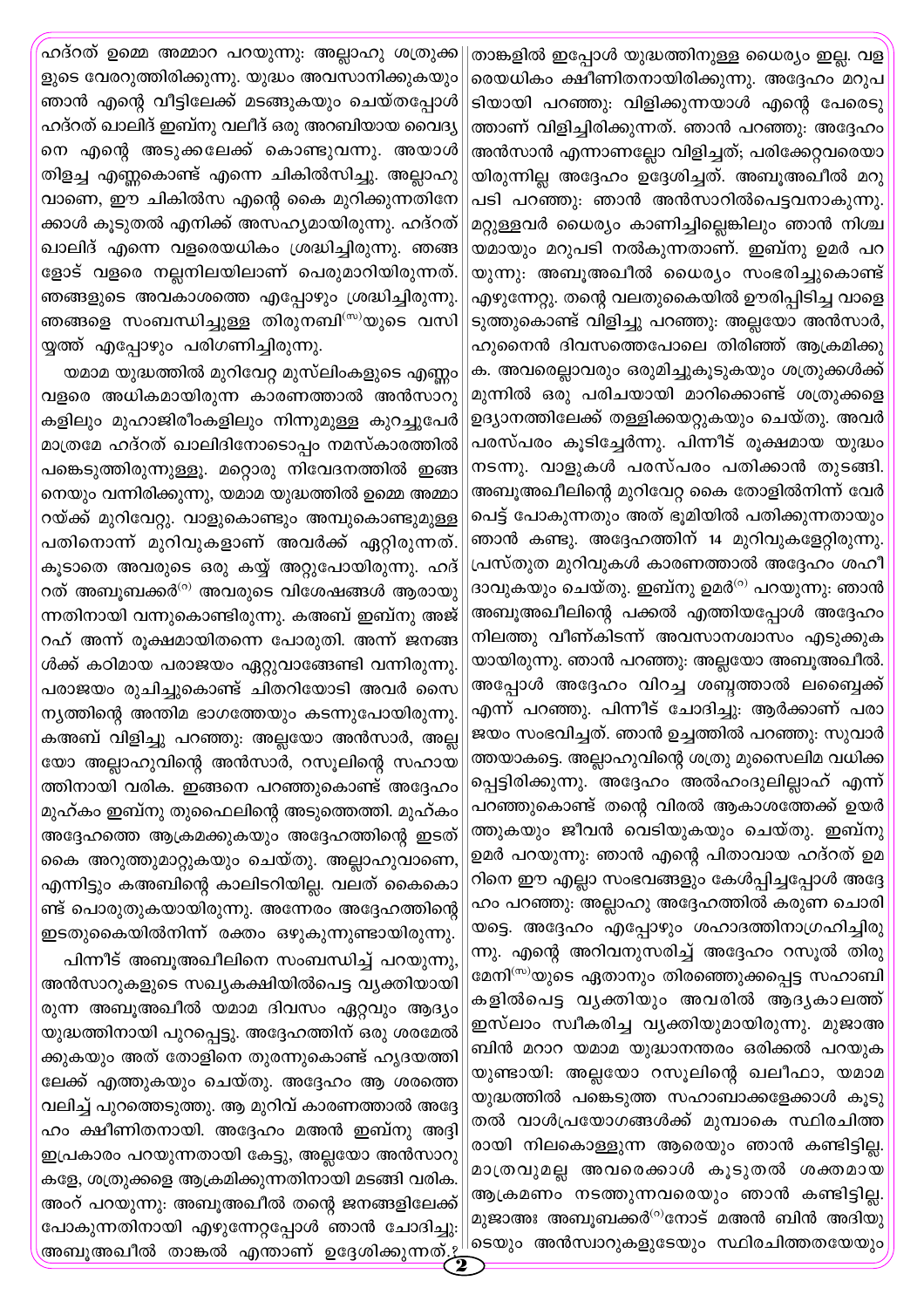ഹദ്റത് ഉമ്മെ അമ്മാറ പറയുന്നു: അല്ലാഹു ശത്രുക്കളുടെ വേരറുത്തിരിക്കുന്നു. യുദ്ധം അവസാനിക്കുകയും ഞാൻ എന്റെ വീട്ടിലേക്ക് മടങ്ങുകയും ചെയ്തപ്പോൾ ഹദ്റത് ഖാലിദ് ഇബ്നു വലീദ് ഒരു അറബിയായ വൈദ്യനെ എന്റെ അടുക്കലേക്ക് കൊണ്ടുവന്നു. അയാൾ തിളച്ച എണ്ണകൊണ്ട് എന്നെ ചികിൽസിച്ചു. അല്ലാഹുവാണെ, ഈ ചികിൽസ എന്റെ കൈ മുറിക്കുന്നതിനേക്കാൾ കൂടുതൽ എനിക്ക് അസഹ്യമായിരുന്നു. ഹദ്റത് ഖാലിദ് എന്നെ വളരെയധികം ശ്രദ്ധിച്ചിരുന്നു. ഞങ്ങളോട് വളരെ നല്ലനിലയിലാണ് പെരുമാറിയിരുന്നത്. ഞങ്ങളുടെ അവകാശത്തെ എപ്പോഴും ശ്രദ്ധിച്ചിരുന്നു. ഞങ്ങളെ സംബന്ധിച്ചുള്ള തിരുനബി(സ)യുടെ വസിയ്യത്ത് എപ്പോഴും പരിഗണിച്ചിരുന്നു.

യമാമ യുദ്ധത്തിൽ മുറിവേറ്റ മുസ്‌ലിംകളുടെ എണ്ണം വളരെ അധികമായിരുന്ന കാരണത്താൽ അൻസാറുകളിലും മുഹാജിരീംകളിലും നിന്നുമുള്ള കുറച്ചുപേർ മാത്രമേ ഹദ്റത് ഖാലിദിനോടൊപ്പം നമസ്കാരത്തിൽ പങ്കെടുത്തിരുന്നുള്ളൂ. മറ്റൊരു നിവേദനത്തിൽ ഇങ്ങനെയും വന്നിരിക്കുന്നു, യമാമ യുദ്ധത്തിൽ ഉമ്മെ അമ്മാറയ്ക്ക് മുറിവേറ്റു. വാളുകൊണ്ടും അമ്പുകൊണ്ടുമുള്ള പതിനൊന്ന് മുറിവുകളാണ് അവർക്ക് ഏറ്റിരുന്നത്. കൂടാതെ അവരുടെ ഒരു കയ്യ് അറ്റുപോയിരുന്നു. ഹദ്റത് അബൂബക്കർ(റ) അവരുടെ വിശേഷങ്ങൾ ആരായുന്നതിനായി വന്നുകൊണ്ടിരുന്നു. കഅബ് ഇബ്നു അജ്റഹ് അന്ന് രൂക്ഷമായിതന്നെ പോരുതി. അന്ന് ജനങ്ങൾക്ക് കഠിമായ പരാജയം ഏറ്റുവാങ്ങേണ്ടി വന്നിരുന്നു. പരാജയം രുചിച്ചുകൊണ്ട് ചിതറിയോടി അവർ സൈന്യത്തിന്റെ അന്തിമ ഭാഗത്തേയും കടന്നുപോയിരുന്നു. കഅബ് വിളിച്ചു പറഞ്ഞു: അല്ലയോ അൻസാർ, അല്ലയോ അല്ലാഹുവിന്റെ അൻസാർ, റസൂലിന്റെ സഹായത്തിനായി വരിക. ഇങ്ങനെ പറഞ്ഞുകൊണ്ട് അദ്ദേഹം മുഹ്കം ഇബ്നു തുഫൈലിന്റെ അടുത്തെത്തി. മുഹ്കം അദ്ദേഹത്തെ ആക്രമക്കുകയും അദ്ദേഹത്തിന്റെ ഇടത് കൈ അറുത്തുമാറ്റുകയും ചെയ്തു. അല്ലാഹുവാണെ, എന്നിട്ടും കഅബിന്റെ കാലിടറിയില്ല. വലത് കൈകൊണ്ട് പൊരുതുകയായിരുന്നു. അന്നേരം അദ്ദേഹത്തിന്റെ ഇടതുകൈയിൽനിന്ന് രക്തം ഒഴുകുന്നുണ്ടായിരുന്നു.

പിന്നീട് അബൂഅഖീലിനെ സംബന്ധിച്ച് പറയുന്നു, അൻസാറുകളുടെ സഖ്യകക്ഷിയിൽപെട്ട വ്യക്തിയായിരുന്ന അബൂഅഖീൽ യമാമ ദിവസം ഏറ്റവും ആദ്യം യുദ്ധത്തിനായി പുറപ്പെട്ടു. അദ്ദേഹത്തിന് ഒരു ശരമേൽക്കുകയും അത് തോളിനെ തുരന്നുകൊണ്ട് ഹൃദയത്തിലേക്ക് എത്തുകയും ചെയ്തു. അദ്ദേഹം ആ ശരത്തെ വലിച്ച് പുറത്തെടുത്തു. ആ മുറിവ് കാരണത്താൽ അദ്ദേഹം ക്ഷീണിതനായി. അദ്ദേഹം മഅൻ ഇബ്നു അദ്ദി ഇപ്രകാരം പറയുന്നതായി കേട്ടു, അല്ലയോ അൻസാറുകളേ, ശത്രുക്കളെ ആക്രമിക്കുന്നതിനായി മടങ്ങി വരിക. അംറ് പറയുന്നു: അബൂഅഖീൽ തന്റെ ജനങ്ങളിലേക്ക് പോകുന്നതിനായി എഴുന്നേറ്റപ്പോൾ ഞാൻ ചോദിച്ചു: അബൂഅഖീൽ താങ്കൽ എന്താണ് ഉദ്ദേശിക്കുന്നത്.? താങ്കളിൽ ഇപ്പോൾ യുദ്ധത്തിനുള്ള ധൈര്യം ഇല്ല. വളരെയധികം ക്ഷീണിതനായിരിക്കുന്നു. അദ്ദേഹം മറുപടിയായി പറഞ്ഞു: വിളിക്കുന്നയാൾ എന്റെ പേരെടുത്താണ് വിളിച്ചിരിക്കുന്നത്. ഞാൻ പറഞ്ഞു: അദ്ദേഹം അൻസാർ എന്നാണല്ലോ വിളിച്ചത്; പരിക്കേറ്റവരെയായിരുന്നില്ല അദ്ദേഹം ഉദ്ദേശിച്ചത്. അബൂഅഖീൽ മറുപടി പറഞ്ഞു: ഞാൻ അൻസാറിൽപെട്ടവനാകുന്നു. മറ്റുള്ളവർ ധൈര്യം കാണിച്ചില്ലെങ്കിലും ഞാൻ നിശ്ചയമായും മറുപടി നൽകുന്നതാണ്. ഇബ്നു ഉമർ പറയുന്നു: അബൂഅഖീൽ ധൈര്യം സംഭരിച്ചുകൊണ്ട് എഴുന്നേറ്റു. തന്റെ വലതുകൈയിൽ ഊരിപ്പിടിച്ച വാളെടുത്തുകൊണ്ട് വിളിച്ചു പറഞ്ഞു: അല്ലയോ അൻസാർ, ഹുനൈൻ ദിവസത്തെപോലെ തിരിഞ്ഞ് ആക്രമിക്കുക. അവരെല്ലാവരും ഒരുമിച്ചുകൂടുകയും ശത്രുക്കൾക്ക് മുന്നിൽ ഒരു പരിചയായി മാറിക്കൊണ്ട് ശത്രുക്കളെ ഉദ്യാനത്തിലേക്ക് തള്ളിക്കയറ്റുകയും ചെയ്തു. അവർ പരസ്പരം കൂടിച്ചേർന്നു. പിന്നീട് രൂക്ഷമായ യുദ്ധം നടന്നു. വാളുകൾ പരസ്പരം പതിക്കാൻ തുടങ്ങി. അബൂഅഖീലിന്റെ മുറിവേറ്റ കൈ തോളിൽനിന്ന് വേർപെട്ട് പോകുന്നതും അത് ഭൂമിയിൽ പതിക്കുന്നതായും ഞാൻ കണ്ടു. അദ്ദേഹത്തിന് 14 മുറിവുകളേറ്റിരുന്നു. പ്രസ്തുത മുറിവുകൾ കാരണത്താൽ അദ്ദേഹം ശഹീദാവുകയും ചെയ്തു. ഇബ്നു ഉമർ(റ) പറയുന്നു: ഞാൻ അബൂഅഖീലിന്റെ പക്കൽ എത്തിയപ്പോൾ അദ്ദേഹം നിലത്തു വീണ്കിടന്ന് അവസാനശ്വാസം എടുക്കുകയായിരുന്നു. ഞാൻ പറഞ്ഞു: അല്ലയോ അബൂഅഖീൽ. അപ്പോൾ അദ്ദേഹം വിറച്ച ശബ്ദത്താൽ ലബ്ബൈക്ക് എന്ന് പറഞ്ഞു. പിന്നീട് ചോദിച്ചു: ആർക്കാണ് പരാജയം സംഭവിച്ചത്. ഞാൻ ഉച്ചത്തിൽ പറഞ്ഞു: സുവാർത്തയാകട്ടെ. അല്ലാഹുവിന്റെ ശത്രു മുസൈലിമ വധിക്കപ്പെട്ടിരിക്കുന്നു. അദ്ദേഹം അൽഹംദുലില്ലാഹ് എന്ന് പറഞ്ഞുകൊണ്ട് തന്റെ വിരൽ ആകാശത്തേക്ക് ഉയർത്തുകയും ജീവൻ വെടിയുകയും ചെയ്തു. ഇബ്നു ഉമർ പറയുന്നു: ഞാൻ എന്റെ പിതാവായ ഹദ്റത് ഉമറിനെ ഈ എല്ലാ സംഭവങ്ങളും കേൾപ്പിച്ചപ്പോൾ അദ്ദേഹം പറഞ്ഞു: അല്ലാഹു അദ്ദേഹത്തിൽ കരുണ ചൊരിയട്ടെ. അദ്ദേഹം എപ്പോഴും ശഹാദത്തിനാഗ്രഹിച്ചിരുന്നു. എന്റെ അറിവനുസരിച്ച് അദ്ദേഹം റസൂൽ തിരുമേനി(സ)യുടെ ഏതാനും തിരഞ്ഞെടുക്കപ്പെട്ട സഹാബികളിൽപെട്ട വ്യക്തിയും അവരിൽ ആദ്യകാലത്ത് ഇസ്‌ലാം സ്വീകരിച്ച വ്യക്തിയുമായിരുന്നു. മുജാഅബിൻ മറാറ യമാമ യുദ്ധാനന്തരം ഒരിക്കൽ പറയുകയുണ്ടായി: അല്ലയോ റസൂലിന്റെ ഖലീഫാ, യമാമ യുദ്ധത്തിൽ പങ്കെടുത്ത സഹാബാക്കളേക്കാൾ കൂടുതൽ വാൾപ്രയോഗങ്ങൾക്ക് മുമ്പാകെ സ്ഥിരചിത്തരായി നിലകൊള്ളുന്ന ആരെയും ഞാൻ കണ്ടിട്ടില്ല. മാത്രവുമല്ല അവരെക്കാൾ കൂടുതൽ ശക്തമായ ആക്രമണം നടത്തുന്നവരെയും ഞാൻ കണ്ടിട്ടില്ല. മുജാഅഃ അബൂബക്കർ(റ)നോട് മഅൻ ബിൻ അദിയുടെയും അൻസ്വാറുകളുടേയും സ്ഥിരചിത്തതയേയും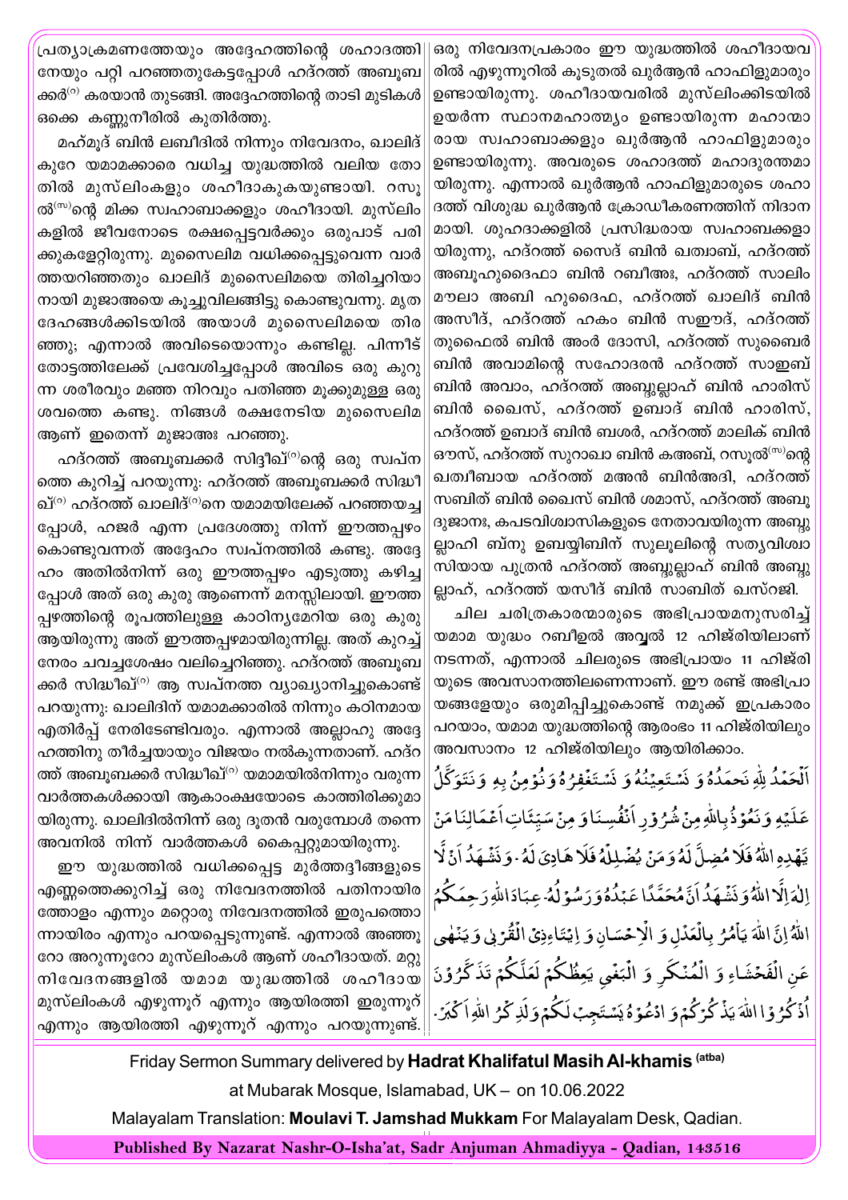പ്രത്യാക്രമണത്തേയും അദ്ദേഹത്തിന്റെ ശഹാദത്തിനേയും പറ്റി പറഞ്ഞതുകേട്ടപ്പോൾ ഹദ്റത്ത് അബൂബക്കർ(റ) കരയാൻ തുടങ്ങി. അദ്ദേഹത്തിന്റെ താടി മുടികൾ ഒക്കെ കണ്ണുനീരിൽ കുതിർന്നു.

മഹ്മൂദ് ബിൻ ലബീദിൽ നിന്നും നിവേദനം, ഖാലിദ് കുറേ യമാമക്കാരെ വധിച്ച യുദ്ധത്തിൽ വലിയ തോതിൽ മുസ്‌ലിംകളും ശഹീദാകുകയുണ്ടായി. റസൂൽ(സ)ന്റെ മിക്ക സ്വഹാബാക്കളും ശഹീദായി. മുസ്‌ലിംകളിൽ ജീവനോടെ രക്ഷപ്പെട്ടവർക്കും ഒരുപാട് പരിക്കുകളേറ്റിരുന്നു. മുസൈലിമ വധിക്കപ്പെട്ടുവെന്ന വാർത്തയറിഞ്ഞതും ഖാലിദ് മുസൈലിമയെ തിരിച്ചറിയാനായി മുജാഅയെ കൂച്ചുവിലങ്ങിട്ടു കൊണ്ടുവന്നു. മൃതദേഹങ്ങൾക്കിടയിൽ അയാൾ മുസൈലിമയെ തിരഞ്ഞു; എന്നാൽ അവിടെയൊന്നും കണ്ടില്ല. പിന്നീട് തോട്ടത്തിലേക്ക് പ്രവേശിച്ചപ്പോൾ അവിടെ ഒരു കുറുന്ന ശരീരവും മഞ്ഞ നിറവും പതിഞ്ഞ മൂക്കുമുള്ള ഒരു ശവത്തെ കണ്ടു. നിങ്ങൾ രക്ഷനേടിയ മുസൈലിമ ആണ് ഇതെന്ന് മുജാഅഃ പറഞ്ഞു.

ഹദ്റത്ത് അബൂബക്കർ സിദ്ദീഖ്(റ)ന്റെ ഒരു സ്വപ്നത്തെ കുറിച്ച് പറയുന്നു: ഹദ്റത്ത് അബൂബക്കർ സിദ്ധീഖ്(റ) ഹദ്റത്ത് ഖാലിദ്(റ)നെ യമാമയിലേക്ക് പറഞ്ഞയച്ചപ്പോൾ, ഹജർ എന്ന പ്രദേശത്തു നിന്ന് ഈത്തപ്പഴം കൊണ്ടുവന്നത് അദ്ദേഹം സ്വപ്നത്തിൽ കണ്ടു. അദ്ദേഹം അതിൽനിന്ന് ഒരു ഈത്തപ്പഴം എടുത്തു കഴിച്ചപ്പോൾ അത് ഒരു കുരു ആണെന്ന് മനസ്സിലായി. ഈത്തപ്പഴത്തിന്റെ രൂപത്തിലുള്ള കാഠിന്യമേറിയ ഒരു കുരു ആയിരുന്നു അത് ഈത്തപ്പഴമായിരുന്നില്ല. അത് കുറച്ച് നേരം ചവച്ചശേഷം വലിച്ചെറിഞ്ഞു. ഹദ്റത്ത് അബൂബക്കർ സിദ്ധീഖ്(റ) ആ സ്വപ്നത്തെ വ്യാഖ്യാനിച്ചുകൊണ്ട് പറയുന്നു: ഖാലിദിന് യമാമക്കാരിൽ നിന്നും കഠിനമായ എതിർപ്പ് നേരിടേണ്ടിവരും. എന്നാൽ അല്ലാഹു അദ്ദേഹത്തിനു തീർച്ചയായും വിജയം നൽകുന്നതാണ്. ഹദ്റത്ത് അബൂബക്കർ സിദ്ധീഖ്(റ) യമാമയിൽനിന്നും വരുന്ന വാർത്തകൾക്കായി ആകാംക്ഷയോടെ കാത്തിരിക്കുമായിരുന്നു. ഖാലിദിൽനിന്ന് ഒരു ദൂതൻ വരുമ്പോൾ തന്നെ അവനിൽ നിന്ന് വാർത്തകൾ കൈപ്പറ്റുമായിരുന്നു.

ഈ യുദ്ധത്തിൽ വധിക്കപ്പെട്ട മുർത്തദ്ദീങ്ങളുടെ എണ്ണത്തെക്കുറിച്ച് ഒരു നിവേദനത്തിൽ പതിനായിരത്തോളം എന്നും മറ്റൊരു നിവേദനത്തിൽ ഇരുപത്തൊന്നായിരം എന്നും പറയപ്പെടുന്നുണ്ട്. എന്നാൽ അഞ്ഞൂറോ അറുന്നൂറോ മുസ്‌ലിംകൾ ആണ് ശഹീദായത്. മറ്റു നിവേദനങ്ങളിൽ യമാമ യുദ്ധത്തിൽ ശഹീദായ മുസ്‌ലിംകൾ എഴുന്നൂറ് എന്നും ആയിരത്തി ഇരുന്നൂറ് എന്നും ആയിരത്തി എഴുന്നൂറ് എന്നും പറയുന്നുണ്ട്. ഒരു നിവേദനപ്രകാരം ഈ യുദ്ധത്തിൽ ശഹീദായവരിൽ എഴുന്നൂറിൽ കൂടുതൽ ഖുർആൻ ഹാഫിളുമാരും ഉണ്ടായിരുന്നു. ശഹീദായവരിൽ മുസ്‌ലിംക്കിടയിൽ ഉയർന്ന സ്ഥാനമഹാത്മ്യം ഉണ്ടായിരുന്ന മഹാന്മാരായ സ്വഹാബാക്കളും ഖുർആൻ ഹാഫിളുമാരും ഉണ്ടായിരുന്നു. അവരുടെ ശഹാദത്ത് മഹാദുരന്തമായിരുന്നു. എന്നാൽ ഖുർആൻ ഹാഫിളുമാരുടെ ശഹാദത്ത് വിശുദ്ധ ഖുർആൻ ക്രോഡീകരണത്തിന് നിദാനമായി. ശുഹദാക്കളിൽ പ്രസിദ്ധരായ സ്വഹാബക്കളായിരുന്നു, ഹദ്റത്ത് സൈദ് ബിൻ ഖത്വാബ്, ഹദ്റത്ത് അബൂഹുദൈഫാ ബിൻ റബീഅഃ, ഹദ്റത്ത് സാലിം മൗലാ അബി ഹുദൈഫ, ഹദ്റത്ത് ഖാലിദ് ബിൻ അസീദ്, ഹദ്റത്ത് ഹകം ബിൻ സഈദ്, ഹദ്റത്ത് തുഫൈൽ ബിൻ അംർ ദോസി, ഹദ്റത്ത് സുബൈർ ബിൻ അവാമിന്റെ സഹോദരൻ ഹദ്റത്ത് സാഇബ് ബിൻ അവാം, ഹദ്റത്ത് അബ്ദുല്ലാഹ് ബിൻ ഹാരിസ് ബിൻ ഖൈസ്, ഹദ്റത്ത് ഉബാദ് ബിൻ ഹാരിസ്, ഹദ്റത്ത് ഉബാദ് ബിൻ ബശർ, ഹദ്റത്ത് മാലിക് ബിൻ ഔസ്, ഹദ്റത്ത് സുറാഖാ ബിൻ കഅബ്, റസൂൽ(സ)ന്റെ ഖത്വീബായ ഹദ്റത്ത് മഅൻ ബിൻഅദി, ഹദ്റത്ത് സബിത് ബിൻ ഖൈസ് ബിൻ ശമാസ്, ഹദ്റത്ത് അബൂദുജാനഃ, കപടവിശ്വാസികളുടെ നേതാവയിരുന്ന അബ്ദുല്ലാഹി ബ്നു ഉബയ്യിബ്നി സുലൂലിന്റെ സത്യവിശ്വാസിയായ പുത്രൻ ഹദ്റത്ത് അബ്ദുല്ലാഹ് ബിൻ അബ്ദുല്ലാഹ്, ഹദ്റത്ത് യസീദ് ബിൻ സാബിത് ഖസ്റജി.

ചില ചരിത്രകാരന്മാരുടെ അഭിപ്രായമനുസരിച്ച് യമാമ യുദ്ധം റബീഉൽ അവ്വൽ 12 ഹിജ്‌രിയിലാണ് നടന്നത്, എന്നാൽ ചിലരുടെ അഭിപ്രായം 11 ഹിജ്‌രിയുടെ അവസാനത്തിലണെന്നാണ്. ഈ രണ്ട് അഭിപ്രായങ്ങളേയും ഒരുമിപ്പിച്ചുകൊണ്ട് നമുക്ക് ഇപ്രകാരം പറയാം, യമാമ യുദ്ധത്തിന്റെ ആരംഭം 11 ഹിജ്‌രിയിലും അവസാനം 12 ഹിജ്‌രിയിലും ആയിരിക്കാം.

اَلْحَمْدُ لِلّٰهِ نَحْمَدُهُ وَ نَسْتَعِيْنُهُ وَ نَسْتَغْفِرُهُ وَنُؤْمِنُ بِهِ وَنَتَوَكَّلُ عَلَيْهِ وَنَعُوْذُ بِاللّٰهِ مِنْ شُرُوْرِ اَنْفُسِنَا وَ مِنْ سَيِّئَاتِ اَعْمَالِنَا مَنْ يَهْدِهِ اللّٰهُ فَلَا مُضِلَّ لَهُ وَمَنْ يُضْلِلْهُ فَلَا هَادِيَ لَهُ - وَنَشْهَدُ اَنْ لَّا اِلٰهَ اِلَّا اللّٰهُ وَنَشْهَدُ اَنَّ مُحَمَّدًا عَبْدُهُ وَرَسُوْلُهُ - عِبَادَ اللّٰهِ رَحِمَكُمُ اللّٰهُ اِنَّ اللّٰهَ يَأْمُرُ بِالْعَدْلِ وَ الْاِحْسَانِ وَ اِيْتَاءِ ذِى الْقُرْبٰى وَ يَنْهٰى عَنِ الْفَحْشَاءِ وَ الْمُنْكَرِ وَ الْبَغْيِ يَعِظُكُمْ لَعَلَّكُمْ تَذَكَّرُوْنَ اُذْكُرُوا اللّٰهَ يَذْكُرْكُمْ وَ ادْعُوْهُ يَسْتَجِبْ لَكُمْ وَلَذِكْرُ اللّٰهِ اَكْبَرُ۔

Friday Sermon Summary delivered by **Hadrat Khalifatul Masih Al-khamis** (atba)

at Mubarak Mosque, Islamabad, UK – on 10.06.2022

Malayalam Translation: **Moulavi T. Jamshad Mukkam** For Malayalam Desk, Qadian.

**Published By Nazarat Nashr-O-Isha'at, Sadr Anjuman Ahmadiyya - Qadian, 143516**